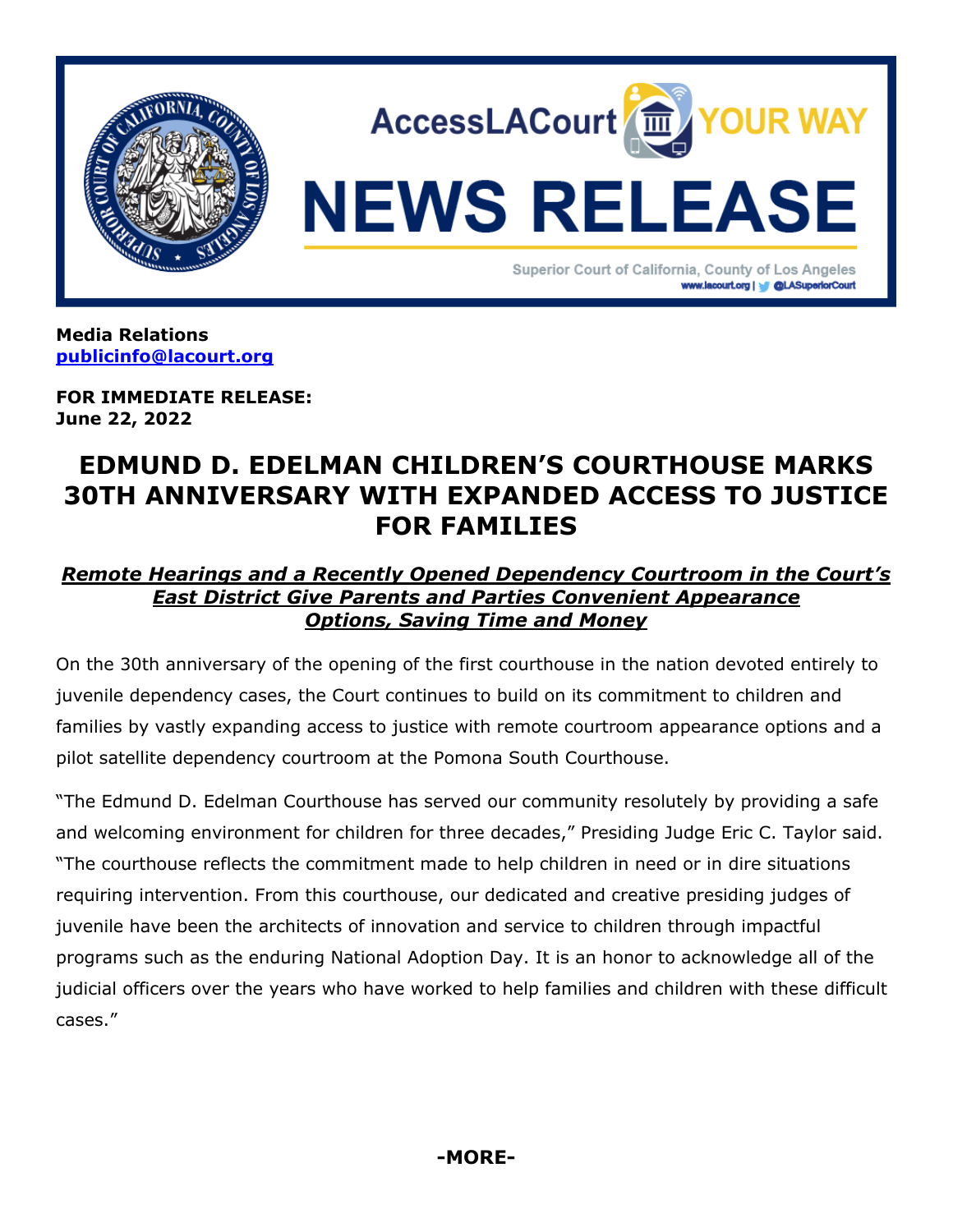**Media Relations**
**publicinfo@lacourt.org**

**FOR IMMEDIATE RELEASE:**
**June 22, 2022**

# EDMUND D. EDELMAN CHILDREN'S COURTHOUSE MARKS 30TH ANNIVERSARY WITH EXPANDED ACCESS TO JUSTICE FOR FAMILIES

***Remote Hearings and a Recently Opened Dependency Courtroom in the Court's East District Give Parents and Parties Convenient Appearance Options, Saving Time and Money***

On the 30th anniversary of the opening of the first courthouse in the nation devoted entirely to juvenile dependency cases, the Court continues to build on its commitment to children and families by vastly expanding access to justice with remote courtroom appearance options and a pilot satellite dependency courtroom at the Pomona South Courthouse.

"The Edmund D. Edelman Courthouse has served our community resolutely by providing a safe and welcoming environment for children for three decades," Presiding Judge Eric C. Taylor said. "The courthouse reflects the commitment made to help children in need or in dire situations requiring intervention. From this courthouse, our dedicated and creative presiding judges of juvenile have been the architects of innovation and service to children through impactful programs such as the enduring National Adoption Day. It is an honor to acknowledge all of the judicial officers over the years who have worked to help families and children with these difficult cases."

**-MORE-**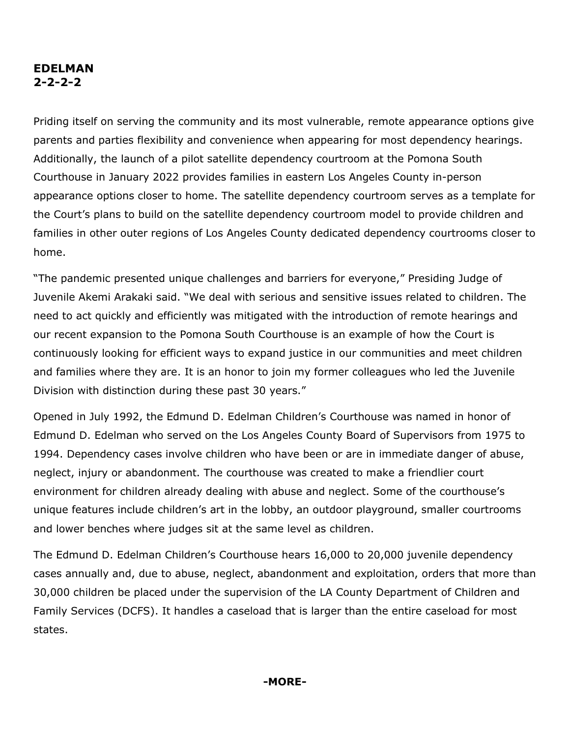Priding itself on serving the community and its most vulnerable, remote appearance options give parents and parties flexibility and convenience when appearing for most dependency hearings. Additionally, the launch of a pilot satellite dependency courtroom at the Pomona South Courthouse in January 2022 provides families in eastern Los Angeles County in-person appearance options closer to home. The satellite dependency courtroom serves as a template for the Court's plans to build on the satellite dependency courtroom model to provide children and families in other outer regions of Los Angeles County dedicated dependency courtrooms closer to home.

"The pandemic presented unique challenges and barriers for everyone," Presiding Judge of Juvenile Akemi Arakaki said. "We deal with serious and sensitive issues related to children. The need to act quickly and efficiently was mitigated with the introduction of remote hearings and our recent expansion to the Pomona South Courthouse is an example of how the Court is continuously looking for efficient ways to expand justice in our communities and meet children and families where they are. It is an honor to join my former colleagues who led the Juvenile Division with distinction during these past 30 years."

Opened in July 1992, the Edmund D. Edelman Children's Courthouse was named in honor of Edmund D. Edelman who served on the Los Angeles County Board of Supervisors from 1975 to 1994. Dependency cases involve children who have been or are in immediate danger of abuse, neglect, injury or abandonment. The courthouse was created to make a friendlier court environment for children already dealing with abuse and neglect. Some of the courthouse's unique features include children's art in the lobby, an outdoor playground, smaller courtrooms and lower benches where judges sit at the same level as children.

The Edmund D. Edelman Children's Courthouse hears 16,000 to 20,000 juvenile dependency cases annually and, due to abuse, neglect, abandonment and exploitation, orders that more than 30,000 children be placed under the supervision of the LA County Department of Children and Family Services (DCFS). It handles a caseload that is larger than the entire caseload for most states.

**-MORE-**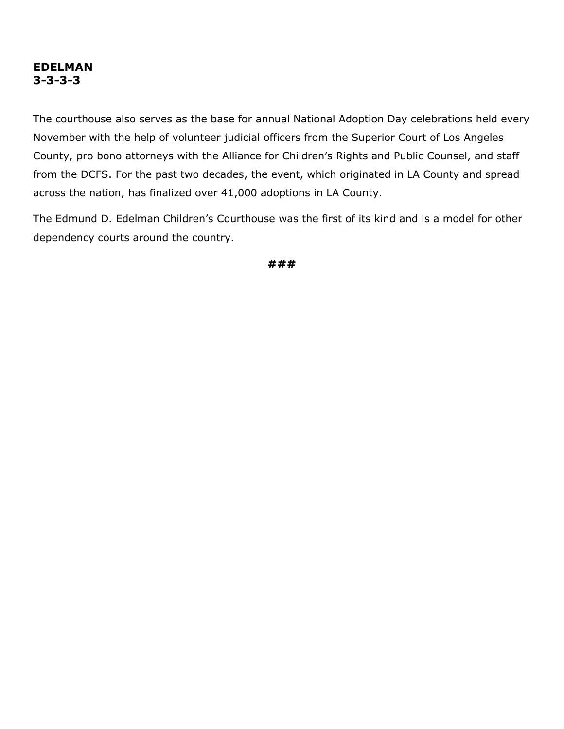The courthouse also serves as the base for annual National Adoption Day celebrations held every November with the help of volunteer judicial officers from the Superior Court of Los Angeles County, pro bono attorneys with the Alliance for Children's Rights and Public Counsel, and staff from the DCFS. For the past two decades, the event, which originated in LA County and spread across the nation, has finalized over 41,000 adoptions in LA County.

The Edmund D. Edelman Children's Courthouse was the first of its kind and is a model for other dependency courts around the country.

**###**